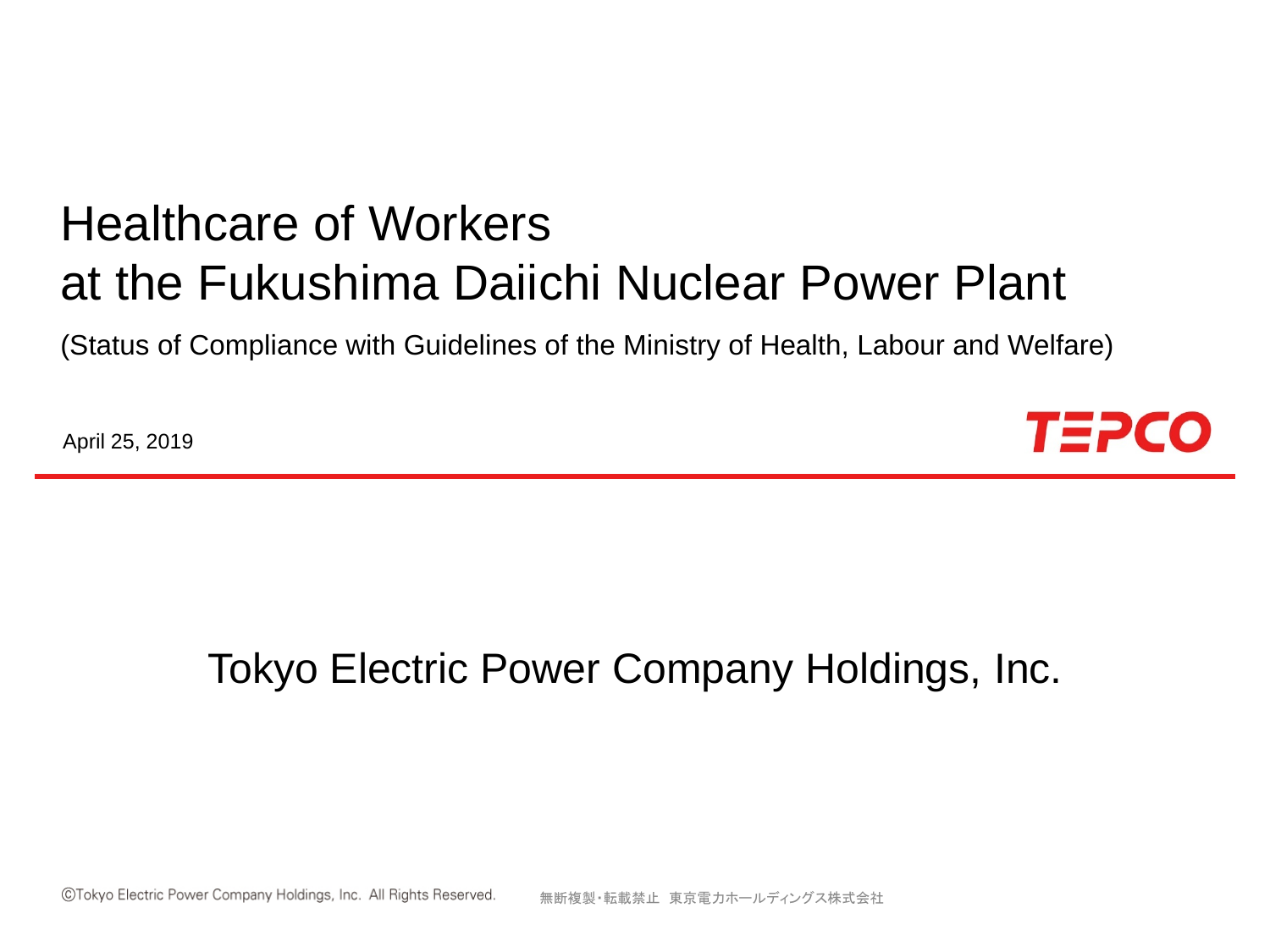# Healthcare of Workers at the Fukushima Daiichi Nuclear Power Plant

(Status of Compliance with Guidelines of the Ministry of Health, Labour and Welfare)

April 25, 2019

TEPCO

Tokyo Electric Power Company Holdings, Inc.

©Tokyo Electric Power Company Holdings, Inc. All Rights Reserved. 無断複製・転載禁止 東京電力ホールディングス株式会社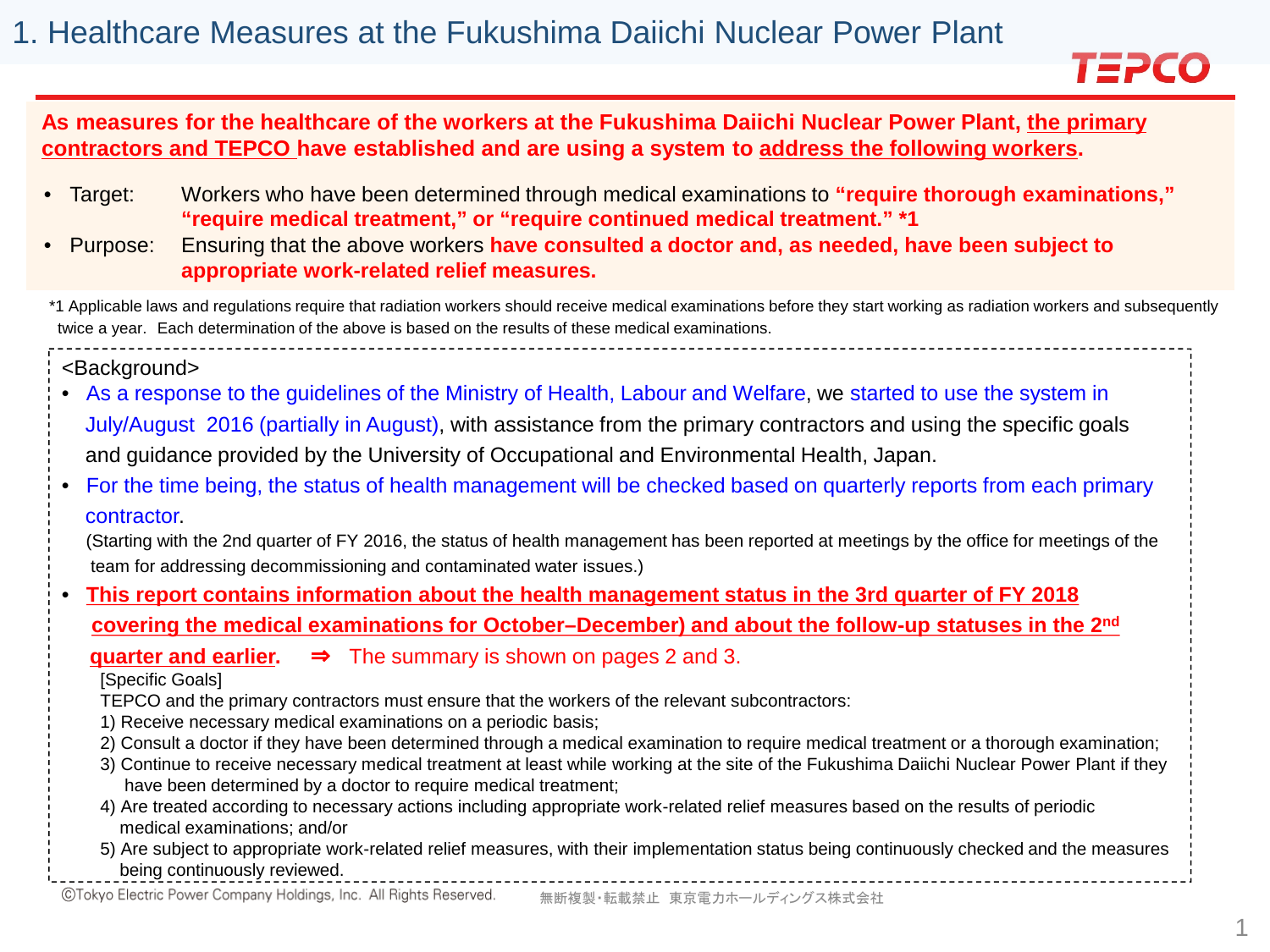# 1. Healthcare Measures at the Fukushima Daiichi Nuclear Power Plant

**As measures for the healthcare of the workers at the Fukushima Daiichi Nuclear Power Plant, the primary contractors and TEPCO have established and are using a system to address the following workers.**

- Target: Workers who have been determined through medical examinations to **"require thorough examinations," "require medical treatment," or "require continued medical treatment." *1**
- Purpose: Ensuring that the above workers **have consulted a doctor and, as needed, have been subject to appropriate work-related relief measures.**

*1 Applicable laws and regulations require that radiation workers should receive medical examinations before they start working as radiation workers and subsequently twice a year. Each determination of the above is based on the results of these medical examinations.

<Background>

- As a response to the guidelines of the Ministry of Health, Labour and Welfare, we started to use the system in July/August 2016 (partially in August), with assistance from the primary contractors and using the specific goals and guidance provided by the University of Occupational and Environmental Health, Japan.
- For the time being, the status of health management will be checked based on quarterly reports from each primary contractor.
  (Starting with the 2nd quarter of FY 2016, the status of health management has been reported at meetings by the office for meetings of the team for addressing decommissioning and contaminated water issues.)
- **This report contains information about the health management status in the 3rd quarter of FY 2018 covering the medical examinations for October–December) and about the follow-up statuses in the 2nd quarter and earlier.** ⇒ The summary is shown on pages 2 and 3.

  [Specific Goals]
  TEPCO and the primary contractors must ensure that the workers of the relevant subcontractors:
  1) Receive necessary medical examinations on a periodic basis;
  2) Consult a doctor if they have been determined through a medical examination to require medical treatment or a thorough examination;
  3) Continue to receive necessary medical treatment at least while working at the site of the Fukushima Daiichi Nuclear Power Plant if they have been determined by a doctor to require medical treatment;
  4) Are treated according to necessary actions including appropriate work-related relief measures based on the results of periodic medical examinations; and/or
  5) Are subject to appropriate work-related relief measures, with their implementation status being continuously checked and the measures being continuously reviewed.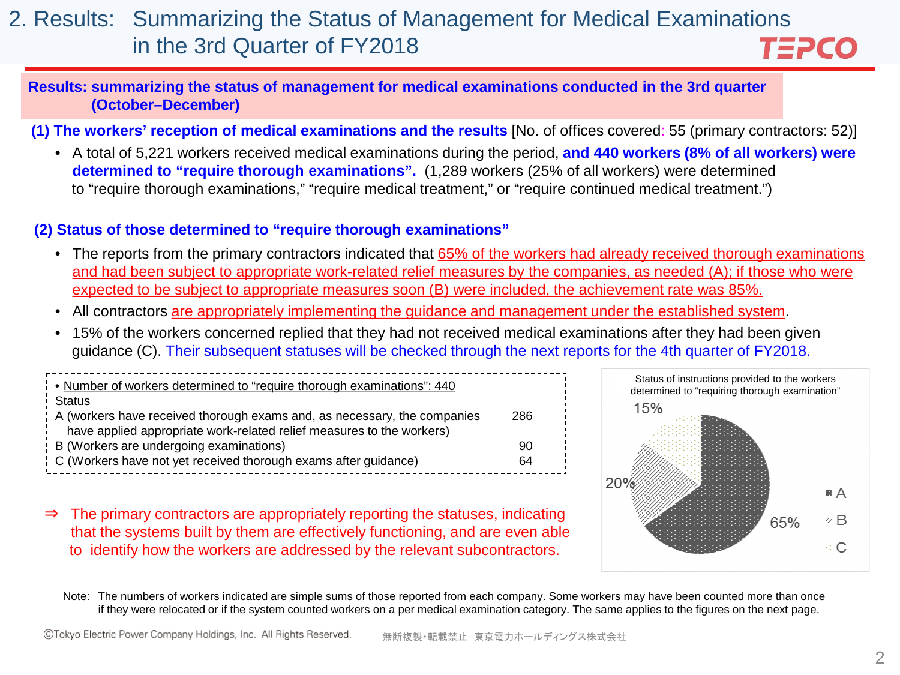# 2. Results: Summarizing the Status of Management for Medical Examinations in the 3rd Quarter of FY2018

**Results: summarizing the status of management for medical examinations conducted in the 3rd quarter (October–December)**

**(1) The workers' reception of medical examinations and the results** [No. of offices covered: 55 (primary contractors: 52)]

- A total of 5,221 workers received medical examinations during the period, **and 440 workers (8% of all workers) were determined to "require thorough examinations".** (1,289 workers (25% of all workers) were determined to "require thorough examinations," "require medical treatment," or "require continued medical treatment.")

**(2) Status of those determined to "require thorough examinations"**

- The reports from the primary contractors indicated that 65% of the workers had already received thorough examinations and had been subject to appropriate work-related relief measures by the companies, as needed (A); if those who were expected to be subject to appropriate measures soon (B) were included, the achievement rate was 85%.
- All contractors are appropriately implementing the guidance and management under the established system.
- 15% of the workers concerned replied that they had not received medical examinations after they had been given guidance (C). Their subsequent statuses will be checked through the next reports for the 4th quarter of FY2018.

• Number of workers determined to "require thorough examinations": 440

| Status | |
|---|---|
| A (workers have received thorough exams and, as necessary, the companies have applied appropriate work-related relief measures to the workers) | 286 |
| B (Workers are undergoing examinations) | 90 |
| C (Workers have not yet received thorough exams after guidance) | 64 |

Status of instructions provided to the workers determined to "requiring thorough examination"

| | Share |
|---|---|
| A | 65% |
| B | 20% |
| C | 15% |

⇒ The primary contractors are appropriately reporting the statuses, indicating that the systems built by them are effectively functioning, and are even able to identify how the workers are addressed by the relevant subcontractors.

Note: The numbers of workers indicated are simple sums of those reported from each company. Some workers may have been counted more than once if they were relocated or if the system counted workers on a per medical examination category. The same applies to the figures on the next page.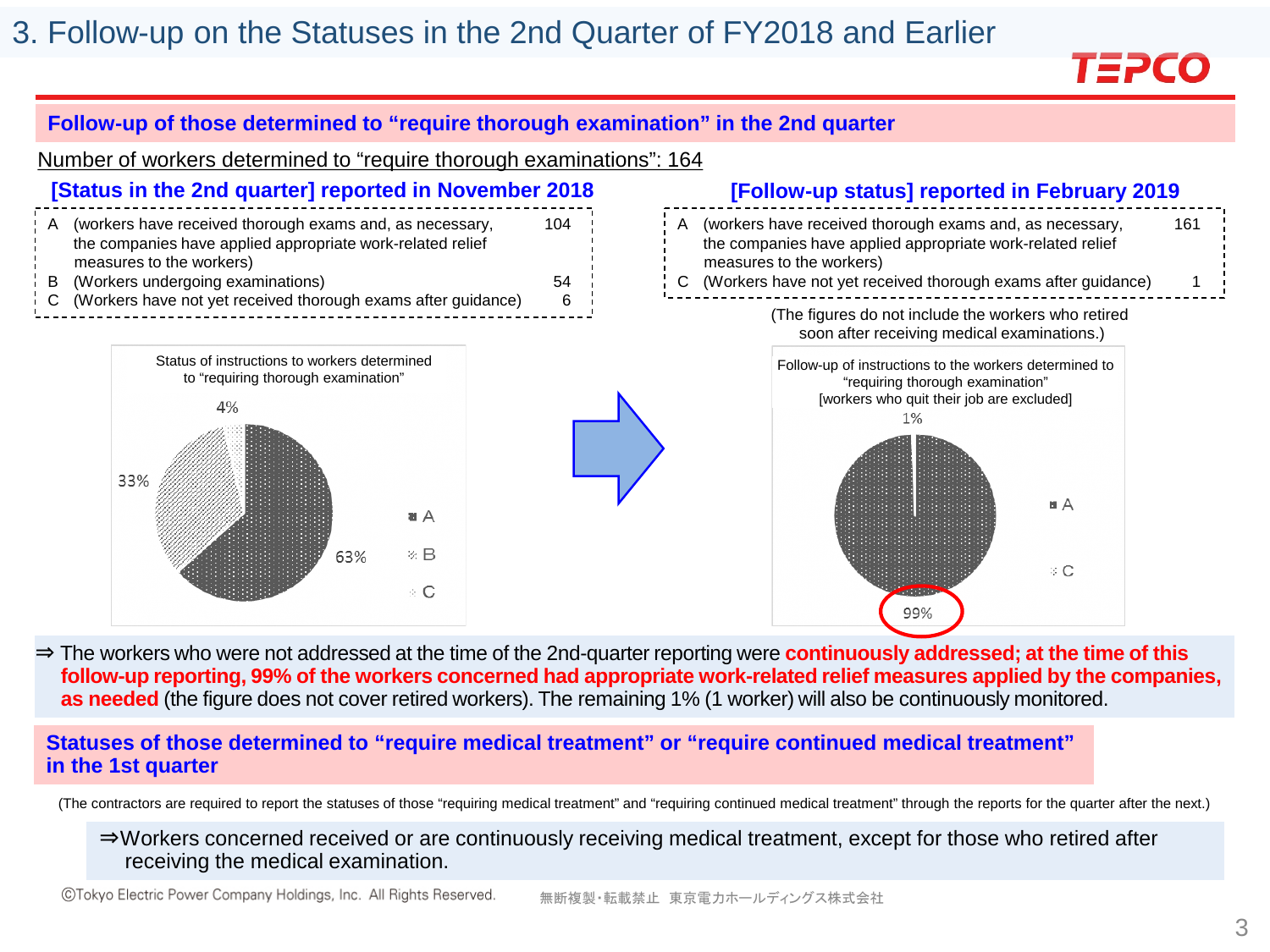# 3. Follow-up on the Statuses in the 2nd Quarter of FY2018 and Earlier

## Follow-up of those determined to "require thorough examination" in the 2nd quarter

Number of workers determined to "require thorough examinations": 164

### [Status in the 2nd quarter] reported in November 2018

| | | |
|---|---|---|
| A | (workers have received thorough exams and, as necessary, the companies have applied appropriate work-related relief measures to the workers) | 104 |
| B | (Workers undergoing examinations) | 54 |
| C | (Workers have not yet received thorough exams after guidance) | 6 |

Status of instructions to workers determined to "requiring thorough examination"

4%

33%

63%

A

B

C

### [Follow-up status] reported in February 2019

| | | |
|---|---|---|
| A | (workers have received thorough exams and, as necessary, the companies have applied appropriate work-related relief measures to the workers) | 161 |
| C | (Workers have not yet received thorough exams after guidance) | 1 |

(The figures do not include the workers who retired soon after receiving medical examinations.)

Follow-up of instructions to the workers determined to "requiring thorough examination" [workers who quit their job are excluded]

1%

99%

A

C

⇒ The workers who were not addressed at the time of the 2nd-quarter reporting were **continuously addressed; at the time of this follow-up reporting, 99% of the workers concerned had appropriate work-related relief measures applied by the companies, as needed** (the figure does not cover retired workers). The remaining 1% (1 worker) will also be continuously monitored.

## Statuses of those determined to "require medical treatment" or "require continued medical treatment" in the 1st quarter

(The contractors are required to report the statuses of those "requiring medical treatment" and "requiring continued medical treatment" through the reports for the quarter after the next.)

⇒Workers concerned received or are continuously receiving medical treatment, except for those who retired after receiving the medical examination.

©Tokyo Electric Power Company Holdings, Inc. All Rights Reserved. 無断複製・転載禁止 東京電力ホールディングス株式会社